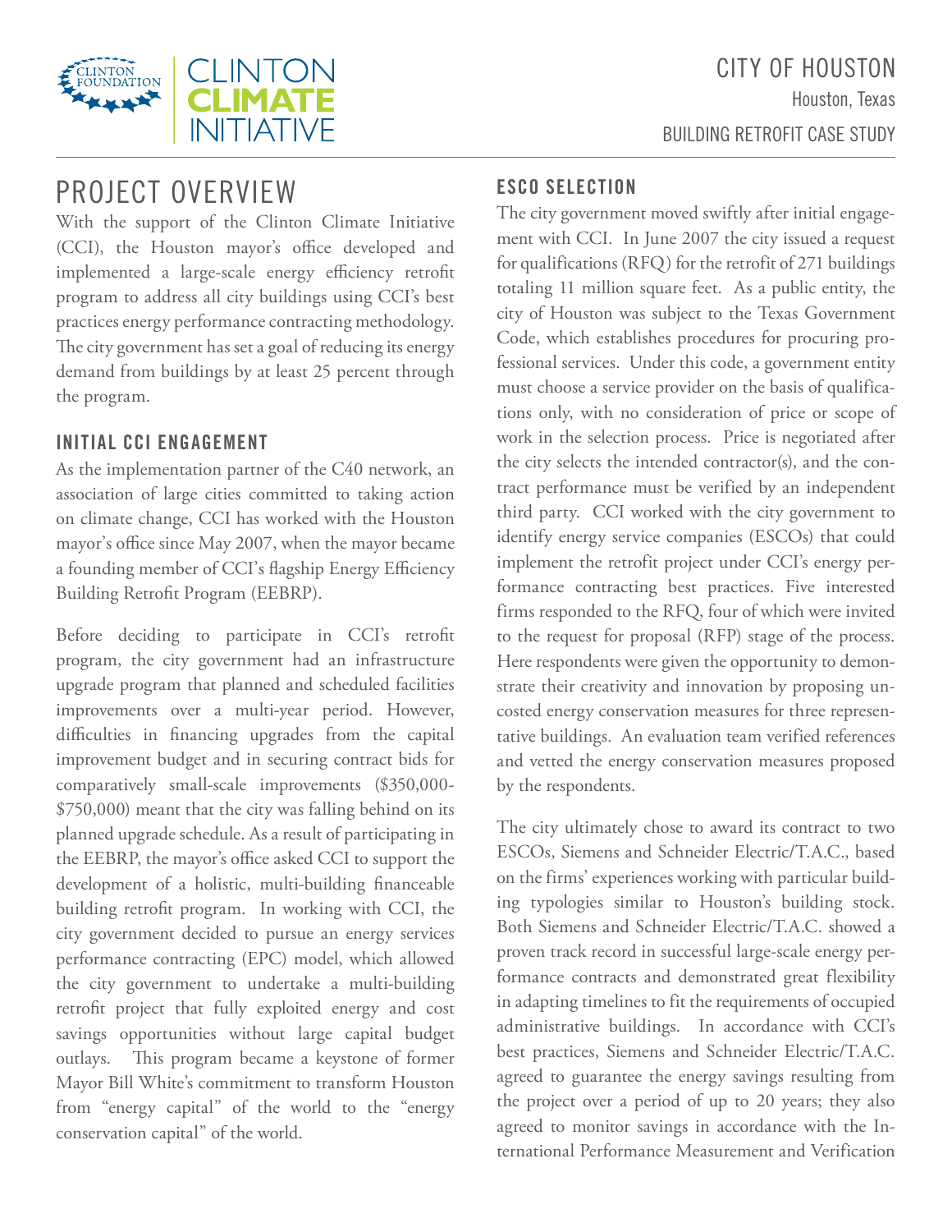CITY OF HOUSTON

Houston, Texas

BUILDING RETROFIT CASE STUDY

# PROJECT OVERVIEW

With the support of the Clinton Climate Initiative (CCI), the Houston mayor's office developed and implemented a large-scale energy efficiency retrofit program to address all city buildings using CCI's best practices energy performance contracting methodology. The city government has set a goal of reducing its energy demand from buildings by at least 25 percent through the program.

## INITIAL CCI ENGAGEMENT

As the implementation partner of the C40 network, an association of large cities committed to taking action on climate change, CCI has worked with the Houston mayor's office since May 2007, when the mayor became a founding member of CCI's flagship Energy Efficiency Building Retrofit Program (EEBRP).

Before deciding to participate in CCI's retrofit program, the city government had an infrastructure upgrade program that planned and scheduled facilities improvements over a multi-year period. However, difficulties in financing upgrades from the capital improvement budget and in securing contract bids for comparatively small-scale improvements ($350,000-$750,000) meant that the city was falling behind on its planned upgrade schedule. As a result of participating in the EEBRP, the mayor's office asked CCI to support the development of a holistic, multi-building financeable building retrofit program. In working with CCI, the city government decided to pursue an energy services performance contracting (EPC) model, which allowed the city government to undertake a multi-building retrofit project that fully exploited energy and cost savings opportunities without large capital budget outlays. This program became a keystone of former Mayor Bill White's commitment to transform Houston from "energy capital" of the world to the "energy conservation capital" of the world.

## ESCO SELECTION

The city government moved swiftly after initial engagement with CCI. In June 2007 the city issued a request for qualifications (RFQ) for the retrofit of 271 buildings totaling 11 million square feet. As a public entity, the city of Houston was subject to the Texas Government Code, which establishes procedures for procuring professional services. Under this code, a government entity must choose a service provider on the basis of qualifications only, with no consideration of price or scope of work in the selection process. Price is negotiated after the city selects the intended contractor(s), and the contract performance must be verified by an independent third party. CCI worked with the city government to identify energy service companies (ESCOs) that could implement the retrofit project under CCI's energy performance contracting best practices. Five interested firms responded to the RFQ, four of which were invited to the request for proposal (RFP) stage of the process. Here respondents were given the opportunity to demonstrate their creativity and innovation by proposing uncosted energy conservation measures for three representative buildings. An evaluation team verified references and vetted the energy conservation measures proposed by the respondents.

The city ultimately chose to award its contract to two ESCOs, Siemens and Schneider Electric/T.A.C., based on the firms' experiences working with particular building typologies similar to Houston's building stock. Both Siemens and Schneider Electric/T.A.C. showed a proven track record in successful large-scale energy performance contracts and demonstrated great flexibility in adapting timelines to fit the requirements of occupied administrative buildings. In accordance with CCI's best practices, Siemens and Schneider Electric/T.A.C. agreed to guarantee the energy savings resulting from the project over a period of up to 20 years; they also agreed to monitor savings in accordance with the International Performance Measurement and Verification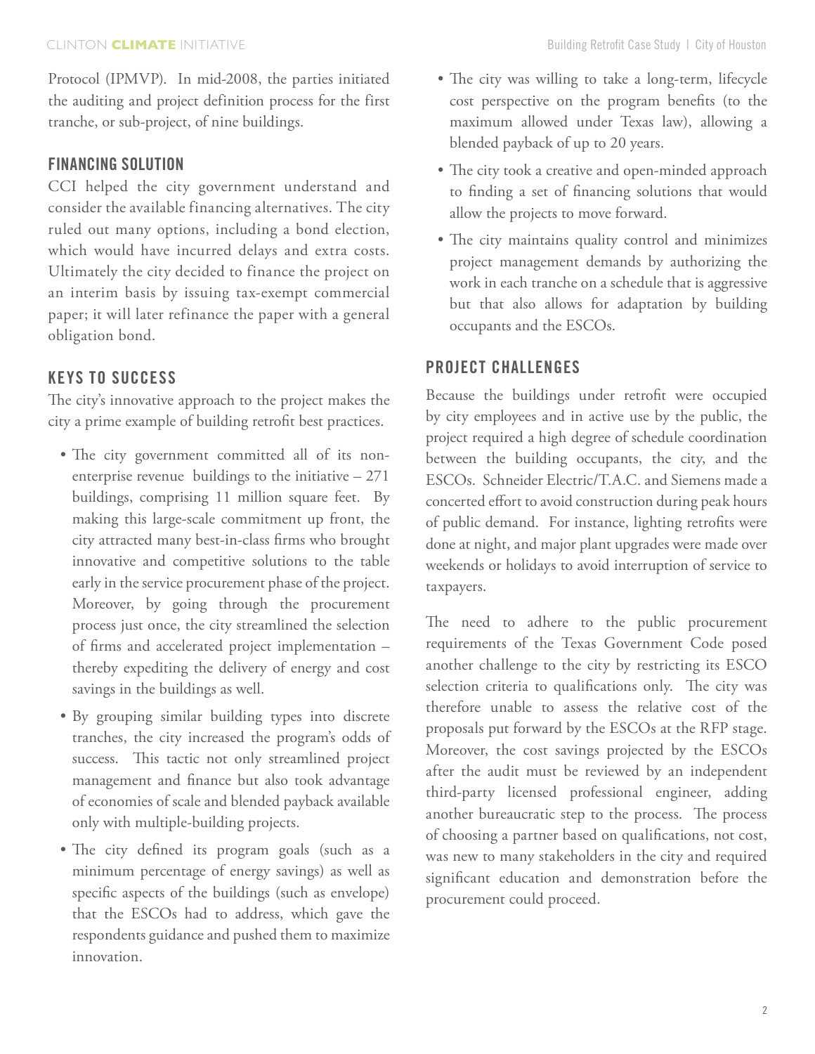Protocol (IPMVP). In mid-2008, the parties initiated the auditing and project definition process for the first tranche, or sub-project, of nine buildings.

## FINANCING SOLUTION

CCI helped the city government understand and consider the available financing alternatives. The city ruled out many options, including a bond election, which would have incurred delays and extra costs. Ultimately the city decided to finance the project on an interim basis by issuing tax-exempt commercial paper; it will later refinance the paper with a general obligation bond.

## KEYS TO SUCCESS

The city's innovative approach to the project makes the city a prime example of building retrofit best practices.

- The city government committed all of its non-enterprise revenue buildings to the initiative – 271 buildings, comprising 11 million square feet. By making this large-scale commitment up front, the city attracted many best-in-class firms who brought innovative and competitive solutions to the table early in the service procurement phase of the project. Moreover, by going through the procurement process just once, the city streamlined the selection of firms and accelerated project implementation – thereby expediting the delivery of energy and cost savings in the buildings as well.
- By grouping similar building types into discrete tranches, the city increased the program's odds of success. This tactic not only streamlined project management and finance but also took advantage of economies of scale and blended payback available only with multiple-building projects.
- The city defined its program goals (such as a minimum percentage of energy savings) as well as specific aspects of the buildings (such as envelope) that the ESCOs had to address, which gave the respondents guidance and pushed them to maximize innovation.
- The city was willing to take a long-term, lifecycle cost perspective on the program benefits (to the maximum allowed under Texas law), allowing a blended payback of up to 20 years.
- The city took a creative and open-minded approach to finding a set of financing solutions that would allow the projects to move forward.
- The city maintains quality control and minimizes project management demands by authorizing the work in each tranche on a schedule that is aggressive but that also allows for adaptation by building occupants and the ESCOs.

## PROJECT CHALLENGES

Because the buildings under retrofit were occupied by city employees and in active use by the public, the project required a high degree of schedule coordination between the building occupants, the city, and the ESCOs. Schneider Electric/T.A.C. and Siemens made a concerted effort to avoid construction during peak hours of public demand. For instance, lighting retrofits were done at night, and major plant upgrades were made over weekends or holidays to avoid interruption of service to taxpayers.

The need to adhere to the public procurement requirements of the Texas Government Code posed another challenge to the city by restricting its ESCO selection criteria to qualifications only. The city was therefore unable to assess the relative cost of the proposals put forward by the ESCOs at the RFP stage. Moreover, the cost savings projected by the ESCOs after the audit must be reviewed by an independent third-party licensed professional engineer, adding another bureaucratic step to the process. The process of choosing a partner based on qualifications, not cost, was new to many stakeholders in the city and required significant education and demonstration before the procurement could proceed.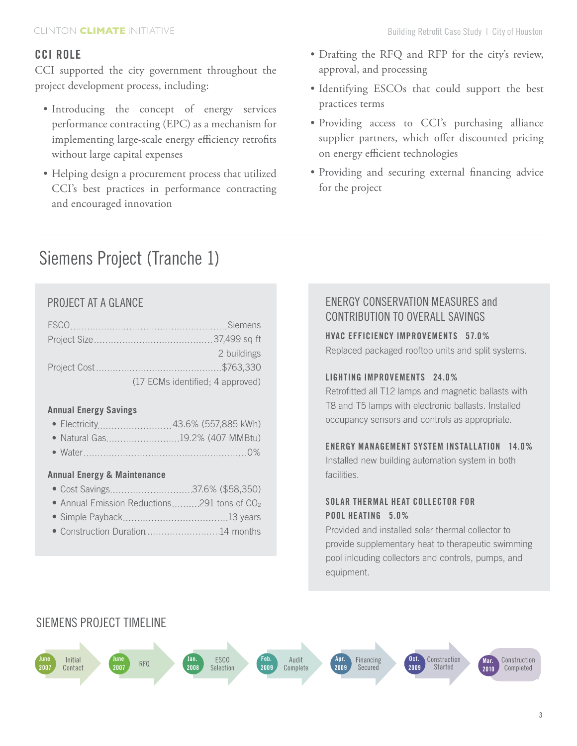## CCI ROLE

CCI supported the city government throughout the project development process, including:

- Introducing the concept of energy services performance contracting (EPC) as a mechanism for implementing large-scale energy efficiency retrofits without large capital expenses
- Helping design a procurement process that utilized CCI's best practices in performance contracting and encouraged innovation
- Drafting the RFQ and RFP for the city's review, approval, and processing
- Identifying ESCOs that could support the best practices terms
- Providing access to CCI's purchasing alliance supplier partners, which offer discounted pricing on energy efficient technologies
- Providing and securing external financing advice for the project

---

# Siemens Project (Tranche 1)

## PROJECT AT A GLANCE

| | |
|---|---|
| ESCO | Siemens |
| Project Size | 37,499 sq ft<br>2 buildings |
| Project Cost | $763,330<br>(17 ECMs identified; 4 approved) |

**Annual Energy Savings**

- Electricity ........ 43.6% (557,885 kWh)
- Natural Gas ........ 19.2% (407 MMBtu)
- Water ........ 0%

**Annual Energy & Maintenance**

- Cost Savings ........ 37.6% ($58,350)
- Annual Emission Reductions ........ 291 tons of $CO_2$
- Simple Payback ........ 13 years
- Construction Duration ........ 14 months

## ENERGY CONSERVATION MEASURES and CONTRIBUTION TO OVERALL SAVINGS

**HVAC EFFICIENCY IMPROVEMENTS 57.0%**

Replaced packaged rooftop units and split systems.

**LIGHTING IMPROVEMENTS 24.0%**

Retrofitted all T12 lamps and magnetic ballasts with T8 and T5 lamps with electronic ballasts. Installed occupancy sensors and controls as appropriate.

**ENERGY MANAGEMENT SYSTEM INSTALLATION 14.0%**

Installed new building automation system in both facilities.

**SOLAR THERMAL HEAT COLLECTOR FOR POOL HEATING 5.0%**

Provided and installed solar thermal collector to provide supplementary heat to therapeutic swimming pool inlcuding collectors and controls, pumps, and equipment.

## SIEMENS PROJECT TIMELINE

- June 2007 — Initial Contact
- June 2007 — RFQ
- Jan. 2008 — ESCO Selection
- Feb. 2009 — Audit Complete
- Apr. 2009 — Financing Secured
- Oct. 2009 — Construction Started
- Mar. 2010 — Construction Completed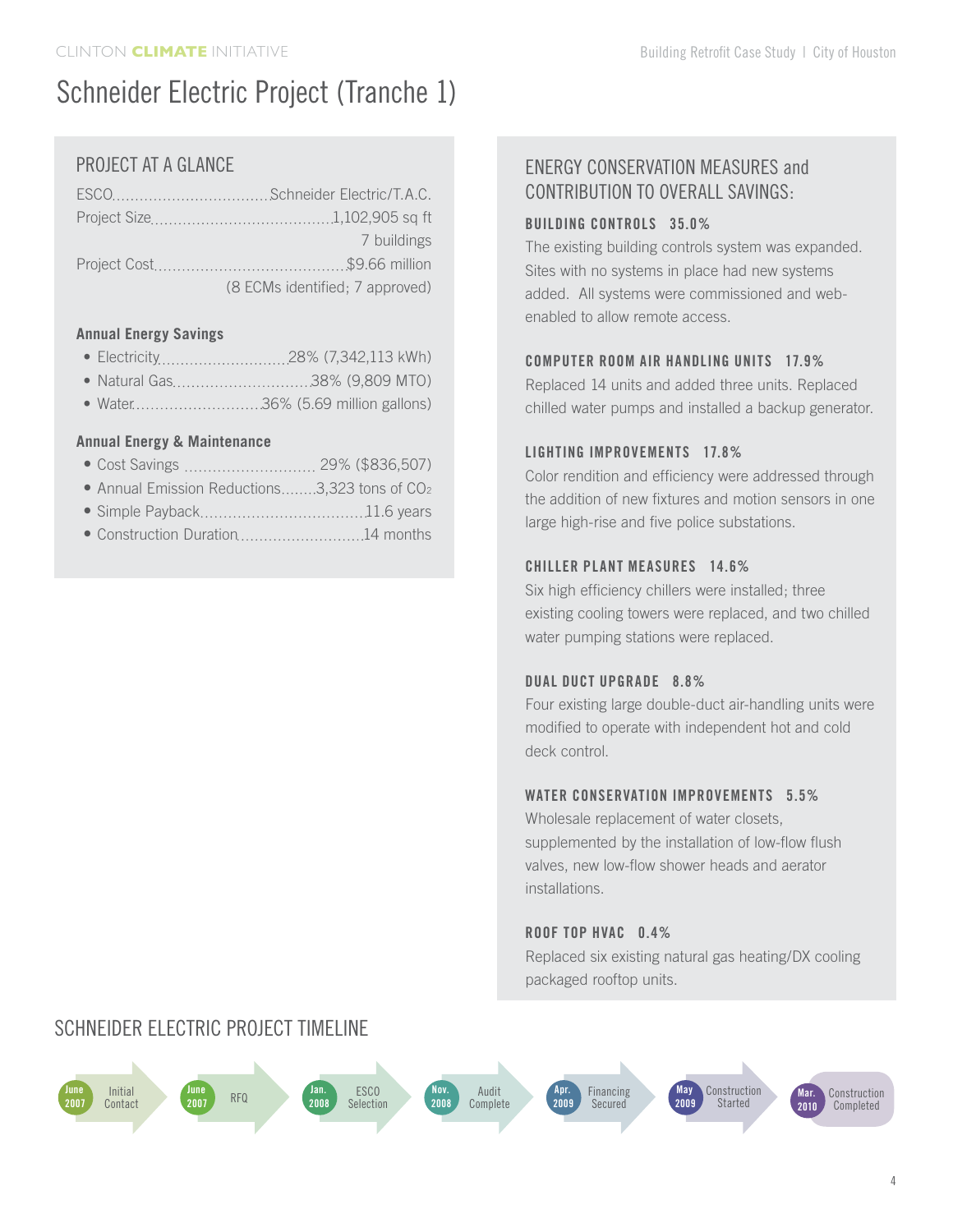# Schneider Electric Project (Tranche 1)

## PROJECT AT A GLANCE

| | |
|---|---|
| ESCO | Schneider Electric/T.A.C. |
| Project Size | 1,102,905 sq ft<br>7 buildings |
| Project Cost | $9.66 million<br>(8 ECMs identified; 7 approved) |

**Annual Energy Savings**

- Electricity ........ 28% (7,342,113 kWh)
- Natural Gas ........ 38% (9,809 MTO)
- Water ........ 36% (5.69 million gallons)

**Annual Energy & Maintenance**

- Cost Savings ........ 29% ($836,507)
- Annual Emission Reductions ........ 3,323 tons of $CO_2$
- Simple Payback ........ 11.6 years
- Construction Duration ........ 14 months

## ENERGY CONSERVATION MEASURES and CONTRIBUTION TO OVERALL SAVINGS:

### BUILDING CONTROLS 35.0%

The existing building controls system was expanded. Sites with no systems in place had new systems added. All systems were commissioned and web-enabled to allow remote access.

### COMPUTER ROOM AIR HANDLING UNITS 17.9%

Replaced 14 units and added three units. Replaced chilled water pumps and installed a backup generator.

### LIGHTING IMPROVEMENTS 17.8%

Color rendition and efficiency were addressed through the addition of new fixtures and motion sensors in one large high-rise and five police substations.

### CHILLER PLANT MEASURES 14.6%

Six high efficiency chillers were installed; three existing cooling towers were replaced, and two chilled water pumping stations were replaced.

### DUAL DUCT UPGRADE 8.8%

Four existing large double-duct air-handling units were modified to operate with independent hot and cold deck control.

### WATER CONSERVATION IMPROVEMENTS 5.5%

Wholesale replacement of water closets, supplemented by the installation of low-flow flush valves, new low-flow shower heads and aerator installations.

### ROOF TOP HVAC 0.4%

Replaced six existing natural gas heating/DX cooling packaged rooftop units.

## SCHNEIDER ELECTRIC PROJECT TIMELINE

- June 2007 — Initial Contact
- June 2007 — RFQ
- Jan. 2008 — ESCO Selection
- Nov. 2008 — Audit Complete
- Apr. 2009 — Financing Secured
- May 2009 — Construction Started
- Mar. 2010 — Construction Completed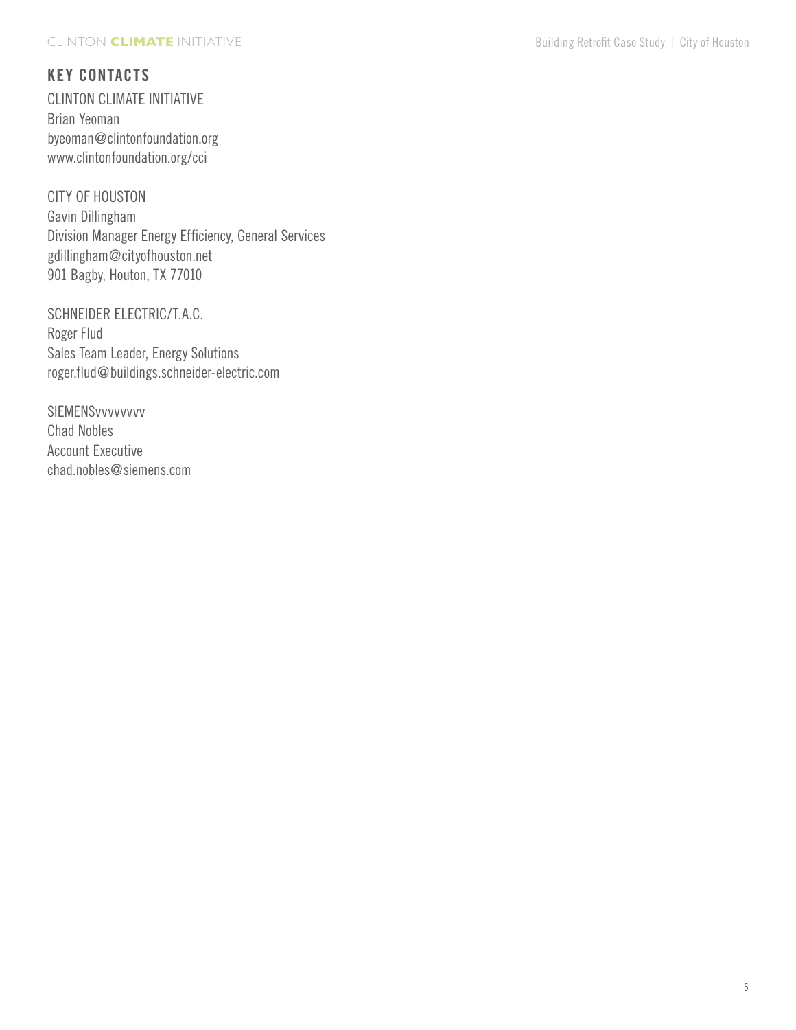## KEY CONTACTS

CLINTON CLIMATE INITIATIVE
Brian Yeoman
byeoman@clintonfoundation.org
www.clintonfoundation.org/cci

CITY OF HOUSTON
Gavin Dillingham
Division Manager Energy Efficiency, General Services
gdillingham@cityofhouston.net
901 Bagby, Houton, TX 77010

SCHNEIDER ELECTRIC/T.A.C.
Roger Flud
Sales Team Leader, Energy Solutions
roger.flud@buildings.schneider-electric.com

SIEMENSvvvvvvvv
Chad Nobles
Account Executive
chad.nobles@siemens.com